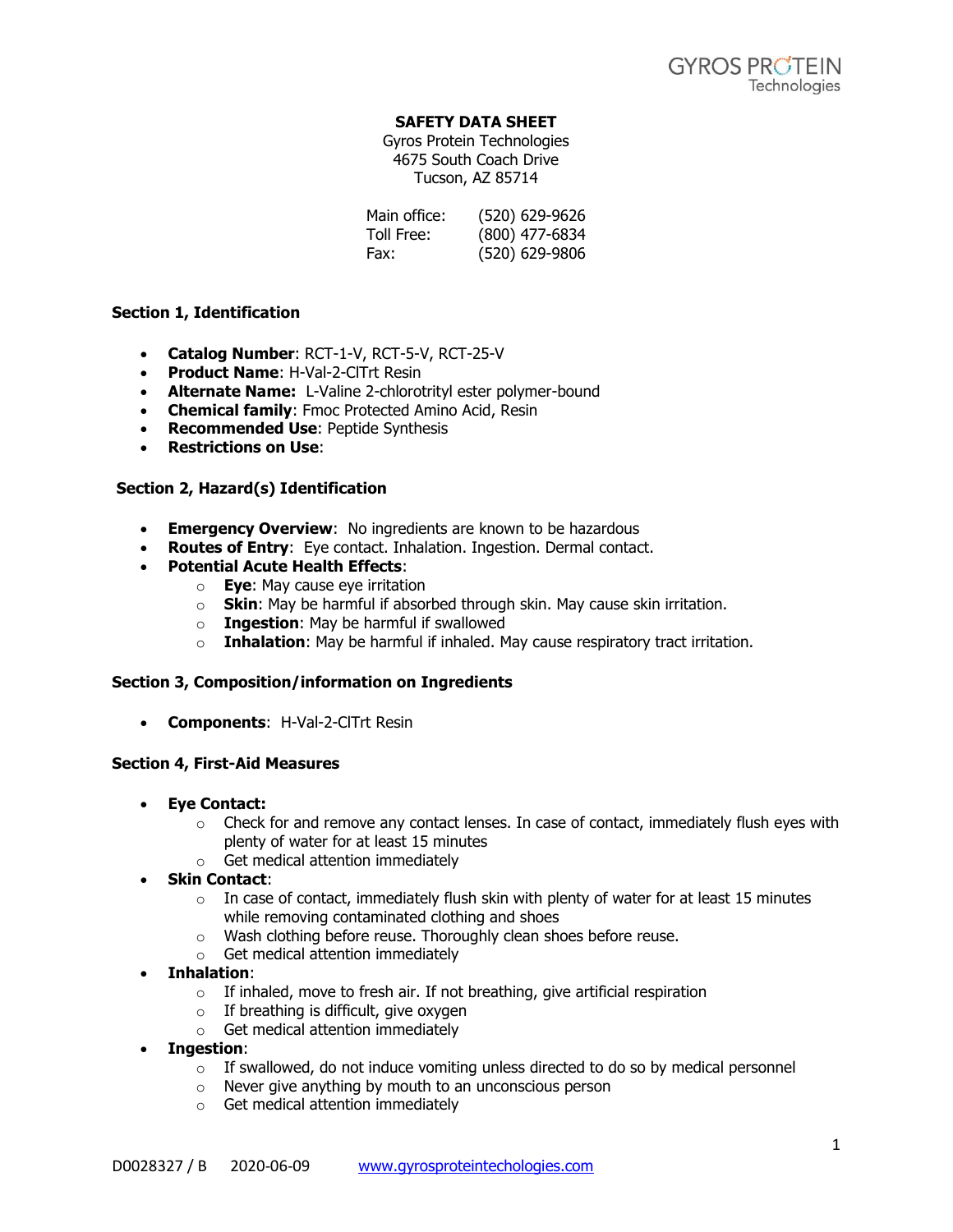# SAFETY DATA SHEET

Gyros Protein Technologies
4675 South Coach Drive
Tucson, AZ 85714

| | |
|---|---|
| Main office: | (520) 629-9626 |
| Toll Free: | (800) 477-6834 |
| Fax: | (520) 629-9806 |

## Section 1, Identification

- **Catalog Number**: RCT-1-V, RCT-5-V, RCT-25-V
- **Product Name**: H-Val-2-ClTrt Resin
- **Alternate Name:** L-Valine 2-chlorotrityl ester polymer-bound
- **Chemical family**: Fmoc Protected Amino Acid, Resin
- **Recommended Use**: Peptide Synthesis
- **Restrictions on Use**:

## Section 2, Hazard(s) Identification

- **Emergency Overview**: No ingredients are known to be hazardous
- **Routes of Entry**: Eye contact. Inhalation. Ingestion. Dermal contact.
- **Potential Acute Health Effects**:
  - **Eye**: May cause eye irritation
  - **Skin**: May be harmful if absorbed through skin. May cause skin irritation.
  - **Ingestion**: May be harmful if swallowed
  - **Inhalation**: May be harmful if inhaled. May cause respiratory tract irritation.

## Section 3, Composition/information on Ingredients

- **Components**: H-Val-2-ClTrt Resin

## Section 4, First-Aid Measures

- **Eye Contact:**
  - Check for and remove any contact lenses. In case of contact, immediately flush eyes with plenty of water for at least 15 minutes
  - Get medical attention immediately
- **Skin Contact**:
  - In case of contact, immediately flush skin with plenty of water for at least 15 minutes while removing contaminated clothing and shoes
  - Wash clothing before reuse. Thoroughly clean shoes before reuse.
  - Get medical attention immediately
- **Inhalation**:
  - If inhaled, move to fresh air. If not breathing, give artificial respiration
  - If breathing is difficult, give oxygen
  - Get medical attention immediately
- **Ingestion**:
  - If swallowed, do not induce vomiting unless directed to do so by medical personnel
  - Never give anything by mouth to an unconscious person
  - Get medical attention immediately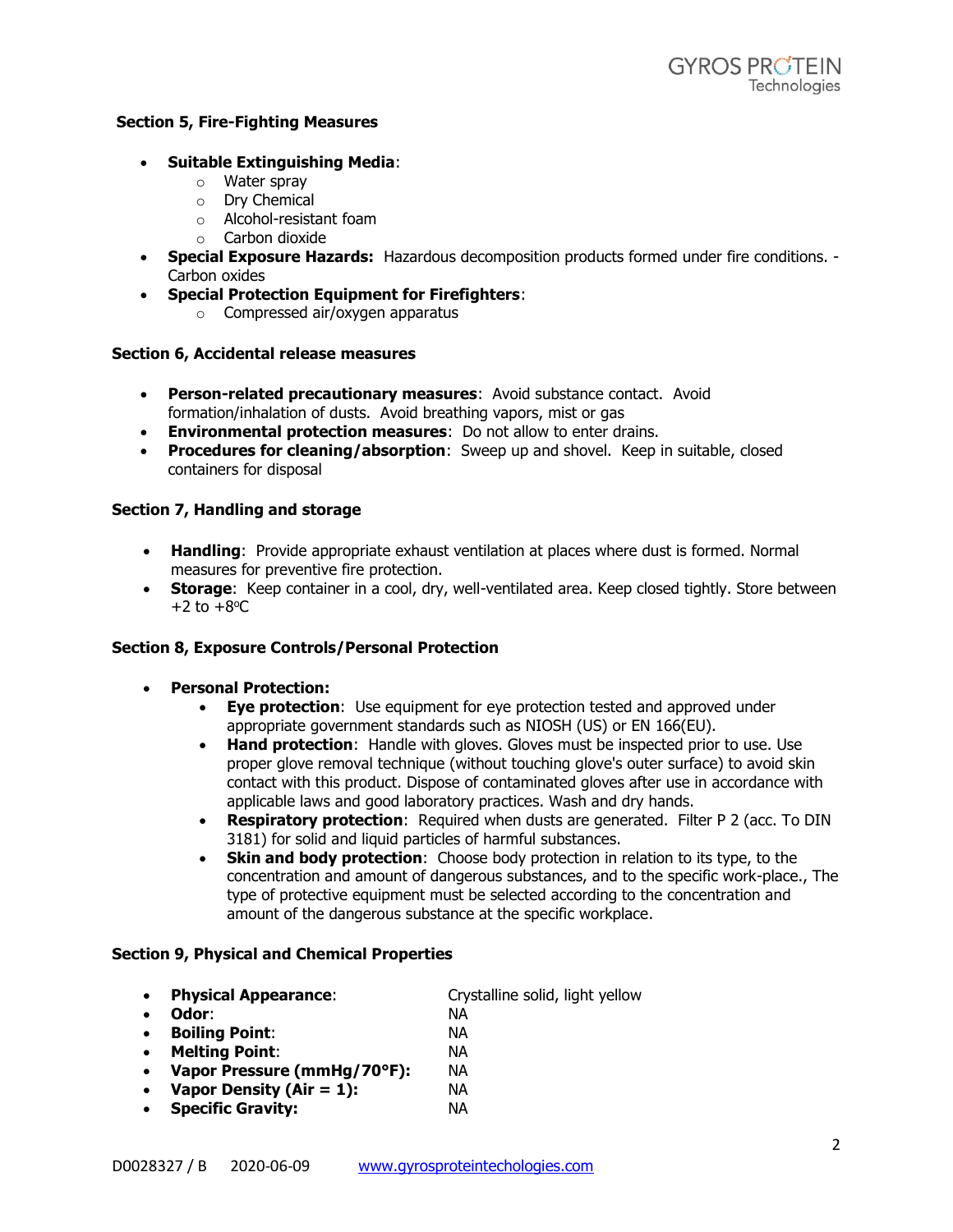## Section 5, Fire-Fighting Measures

- **Suitable Extinguishing Media**:
  - Water spray
  - Dry Chemical
  - Alcohol-resistant foam
  - Carbon dioxide
- **Special Exposure Hazards:** Hazardous decomposition products formed under fire conditions. - Carbon oxides
- **Special Protection Equipment for Firefighters**:
  - Compressed air/oxygen apparatus

## Section 6, Accidental release measures

- **Person-related precautionary measures**: Avoid substance contact. Avoid formation/inhalation of dusts. Avoid breathing vapors, mist or gas
- **Environmental protection measures**: Do not allow to enter drains.
- **Procedures for cleaning/absorption**: Sweep up and shovel. Keep in suitable, closed containers for disposal

## Section 7, Handling and storage

- **Handling**: Provide appropriate exhaust ventilation at places where dust is formed. Normal measures for preventive fire protection.
- **Storage**: Keep container in a cool, dry, well-ventilated area. Keep closed tightly. Store between +2 to +8°C

## Section 8, Exposure Controls/Personal Protection

- **Personal Protection:**
  - **Eye protection**: Use equipment for eye protection tested and approved under appropriate government standards such as NIOSH (US) or EN 166(EU).
  - **Hand protection**: Handle with gloves. Gloves must be inspected prior to use. Use proper glove removal technique (without touching glove's outer surface) to avoid skin contact with this product. Dispose of contaminated gloves after use in accordance with applicable laws and good laboratory practices. Wash and dry hands.
  - **Respiratory protection**: Required when dusts are generated. Filter P 2 (acc. To DIN 3181) for solid and liquid particles of harmful substances.
  - **Skin and body protection**: Choose body protection in relation to its type, to the concentration and amount of dangerous substances, and to the specific work-place., The type of protective equipment must be selected according to the concentration and amount of the dangerous substance at the specific workplace.

## Section 9, Physical and Chemical Properties

- **Physical Appearance**: Crystalline solid, light yellow
- **Odor**: NA
- **Boiling Point**: NA
- **Melting Point**: NA
- **Vapor Pressure (mmHg/70°F):** NA
- **Vapor Density (Air = 1):** NA
- **Specific Gravity:** NA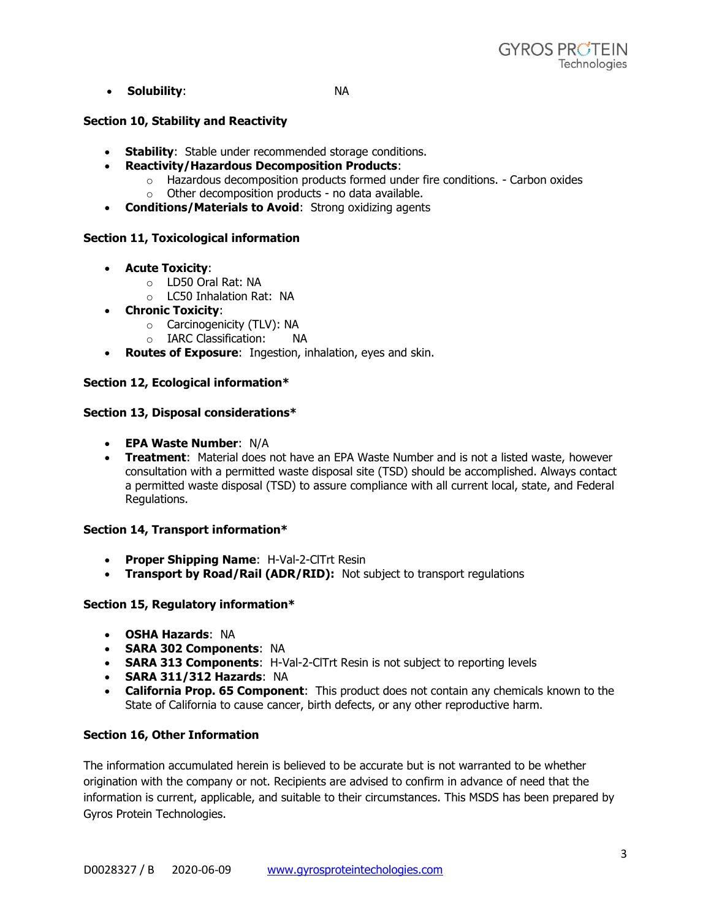- **Solubility**: NA

### Section 10, Stability and Reactivity

- **Stability**: Stable under recommended storage conditions.
- **Reactivity/Hazardous Decomposition Products**:
  - Hazardous decomposition products formed under fire conditions. - Carbon oxides
  - Other decomposition products - no data available.
- **Conditions/Materials to Avoid**: Strong oxidizing agents

### Section 11, Toxicological information

- **Acute Toxicity**:
  - LD50 Oral Rat: NA
  - LC50 Inhalation Rat: NA
- **Chronic Toxicity**:
  - Carcinogenicity (TLV): NA
  - IARC Classification: NA
- **Routes of Exposure**: Ingestion, inhalation, eyes and skin.

### Section 12, Ecological information*

### Section 13, Disposal considerations*

- **EPA Waste Number**: N/A
- **Treatment**: Material does not have an EPA Waste Number and is not a listed waste, however consultation with a permitted waste disposal site (TSD) should be accomplished. Always contact a permitted waste disposal (TSD) to assure compliance with all current local, state, and Federal Regulations.

### Section 14, Transport information*

- **Proper Shipping Name**: H-Val-2-ClTrt Resin
- **Transport by Road/Rail (ADR/RID):** Not subject to transport regulations

### Section 15, Regulatory information*

- **OSHA Hazards**: NA
- **SARA 302 Components**: NA
- **SARA 313 Components**: H-Val-2-ClTrt Resin is not subject to reporting levels
- **SARA 311/312 Hazards**: NA
- **California Prop. 65 Component**: This product does not contain any chemicals known to the State of California to cause cancer, birth defects, or any other reproductive harm.

### Section 16, Other Information

The information accumulated herein is believed to be accurate but is not warranted to be whether origination with the company or not. Recipients are advised to confirm in advance of need that the information is current, applicable, and suitable to their circumstances. This MSDS has been prepared by Gyros Protein Technologies.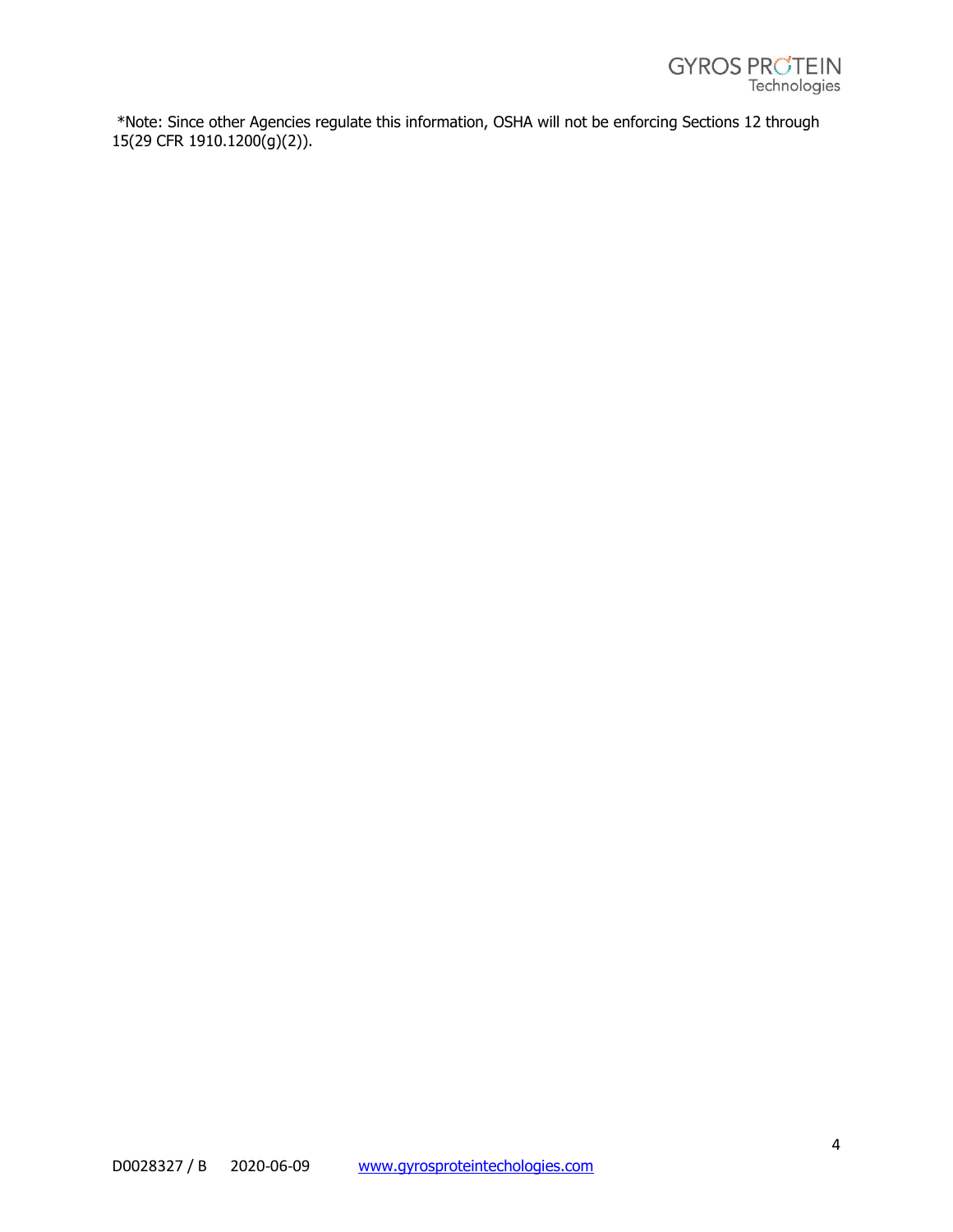*Note: Since other Agencies regulate this information, OSHA will not be enforcing Sections 12 through 15(29 CFR 1910.1200(g)(2)).